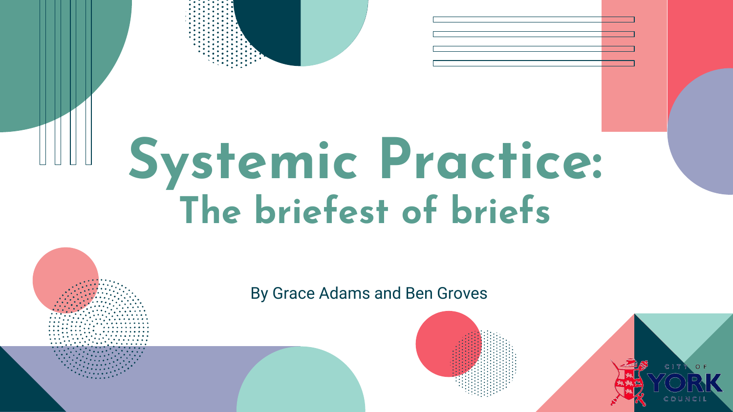# Systemic Practice:
## The briefest of briefs

By Grace Adams and Ben Groves

CITY OF YORK COUNCIL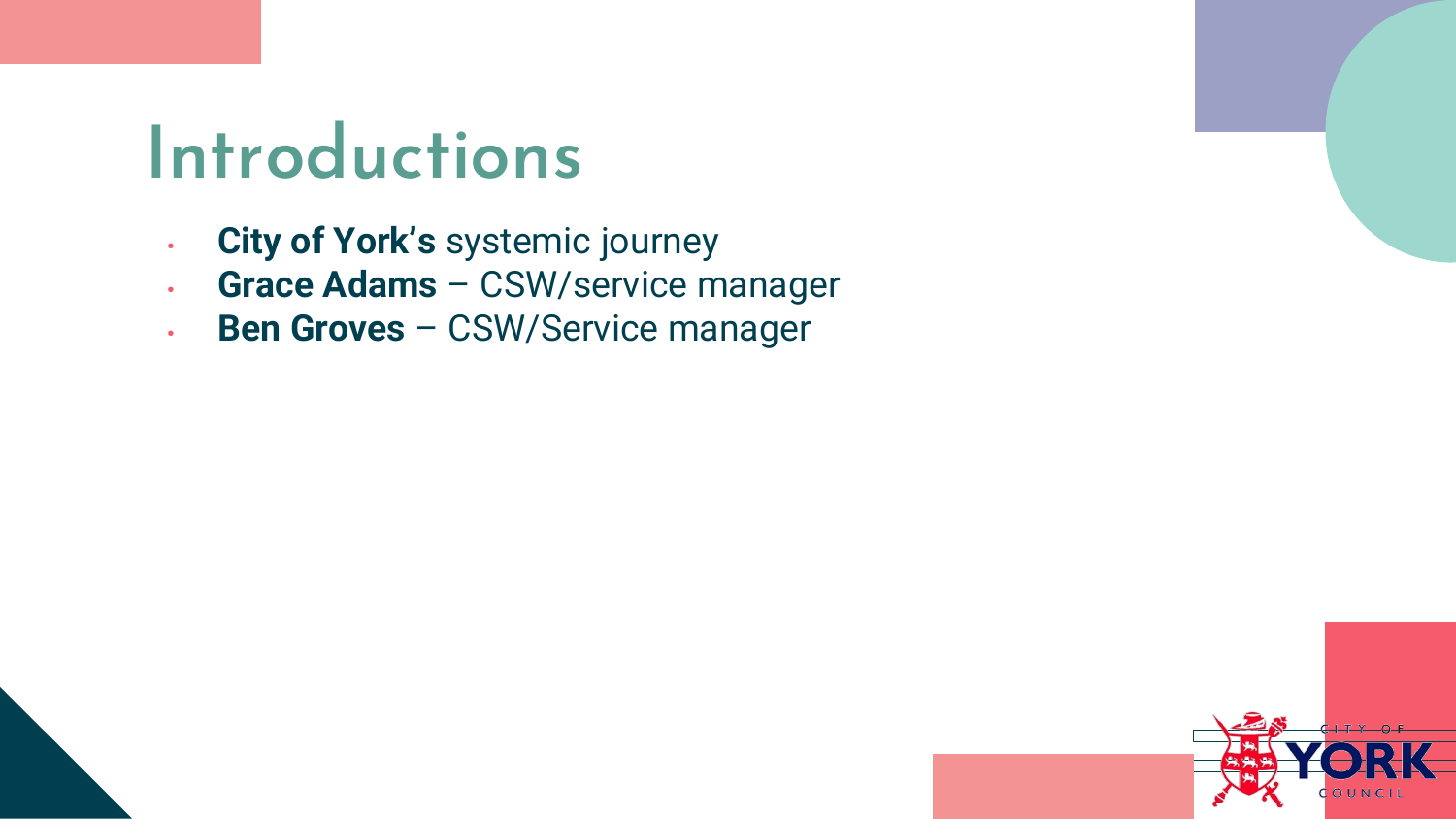# Introductions

- **City of York's** systemic journey
- **Grace Adams** – CSW/service manager
- **Ben Groves** – CSW/Service manager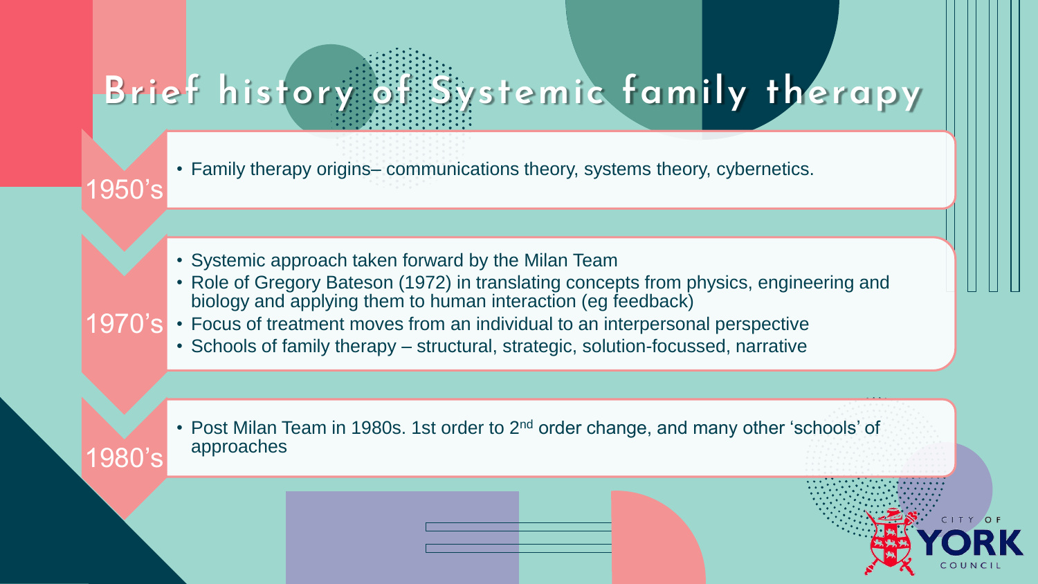# Brief history of Systemic family therapy

## 1950's

- Family therapy origins– communications theory, systems theory, cybernetics.

## 1970's

- Systemic approach taken forward by the Milan Team
- Role of Gregory Bateson (1972) in translating concepts from physics, engineering and biology and applying them to human interaction (eg feedback)
- Focus of treatment moves from an individual to an interpersonal perspective
- Schools of family therapy – structural, strategic, solution-focussed, narrative

## 1980's

- Post Milan Team in 1980s. 1st order to 2nd order change, and many other 'schools' of approaches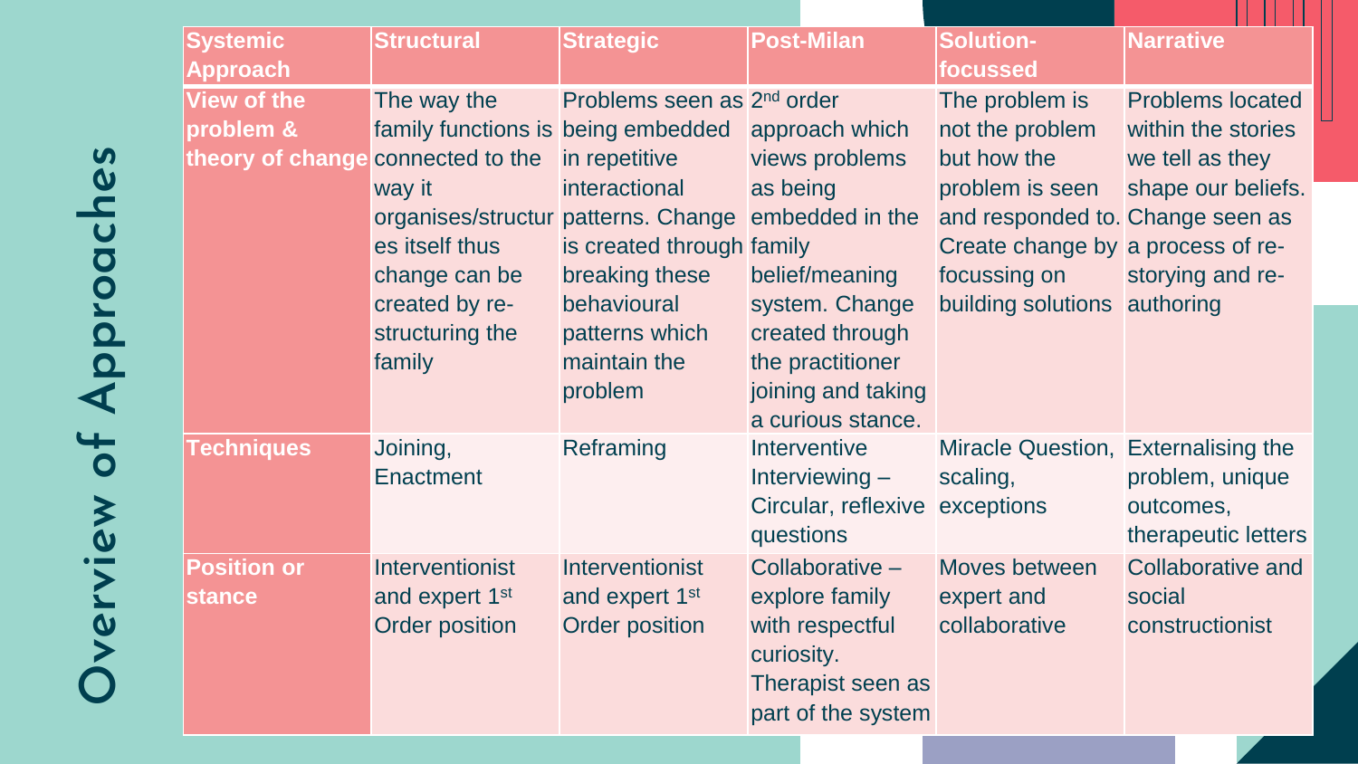# Overview of Approaches

| Systemic Approach | Structural | Strategic | Post-Milan | Solution-focussed | Narrative |
|---|---|---|---|---|---|
| **View of the problem & theory of change** | The way the family functions is connected to the way it organises/structures itself thus change can be created by re-structuring the family | Problems seen as being embedded in repetitive interactional patterns. Change is created through breaking these behavioural patterns which maintain the problem | 2nd order approach which views problems as being embedded in the family belief/meaning system. Change created through the practitioner joining and taking a curious stance. | The problem is not the problem but how the problem is seen and responded to. Create change by focussing on building solutions | Problems located within the stories we tell as they shape our beliefs. Change seen as a process of re-storying and re-authoring |
| **Techniques** | Joining, Enactment | Reframing | Interventive Interviewing – Circular, reflexive questions | Miracle Question, scaling, exceptions | Externalising the problem, unique outcomes, therapeutic letters |
| **Position or stance** | Interventionist and expert 1st Order position | Interventionist and expert 1st Order position | Collaborative – explore family with respectful curiosity. Therapist seen as part of the system | Moves between expert and collaborative | Collaborative and social constructionist |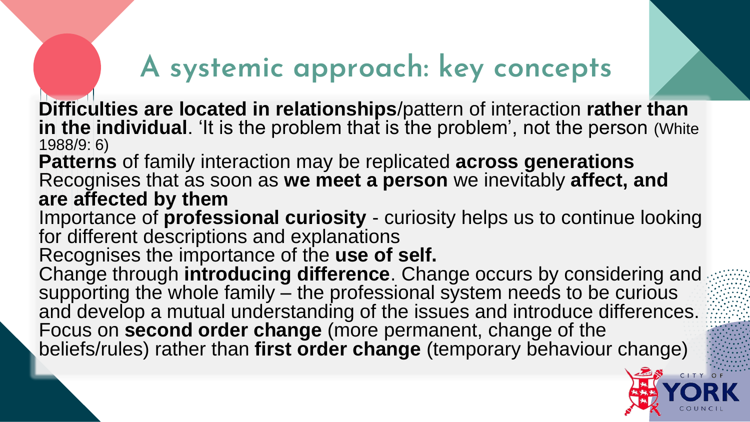# A systemic approach: key concepts

**Difficulties are located in relationships**/pattern of interaction **rather than in the individual**. 'It is the problem that is the problem', not the person (White 1988/9: 6)

**Patterns** of family interaction may be replicated **across generations**

Recognises that as soon as **we meet a person** we inevitably **affect, and are affected by them**

Importance of **professional curiosity** - curiosity helps us to continue looking for different descriptions and explanations

Recognises the importance of the **use of self.**

Change through **introducing difference**. Change occurs by considering and supporting the whole family – the professional system needs to be curious and develop a mutual understanding of the issues and introduce differences.

Focus on **second order change** (more permanent, change of the beliefs/rules) rather than **first order change** (temporary behaviour change)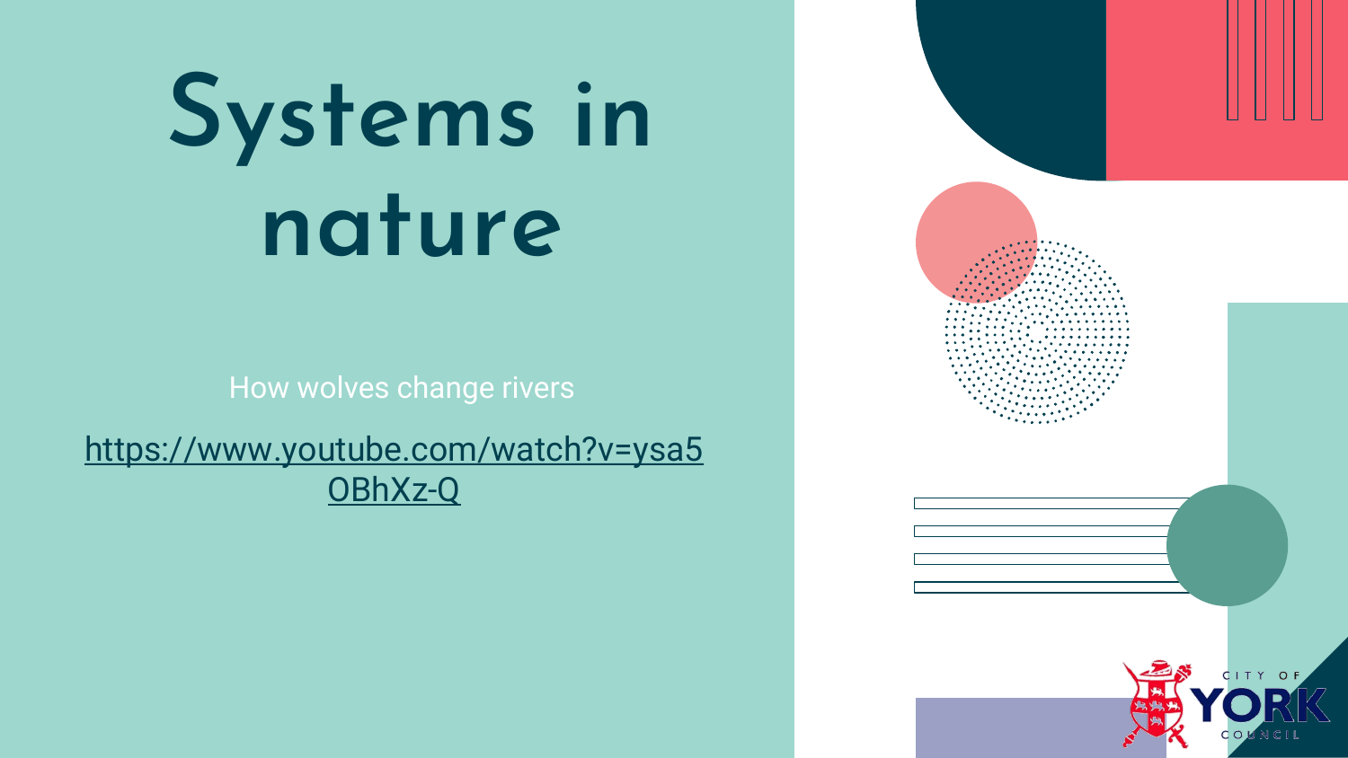# Systems in nature

How wolves change rivers

https://www.youtube.com/watch?v=ysa5OBhXz-Q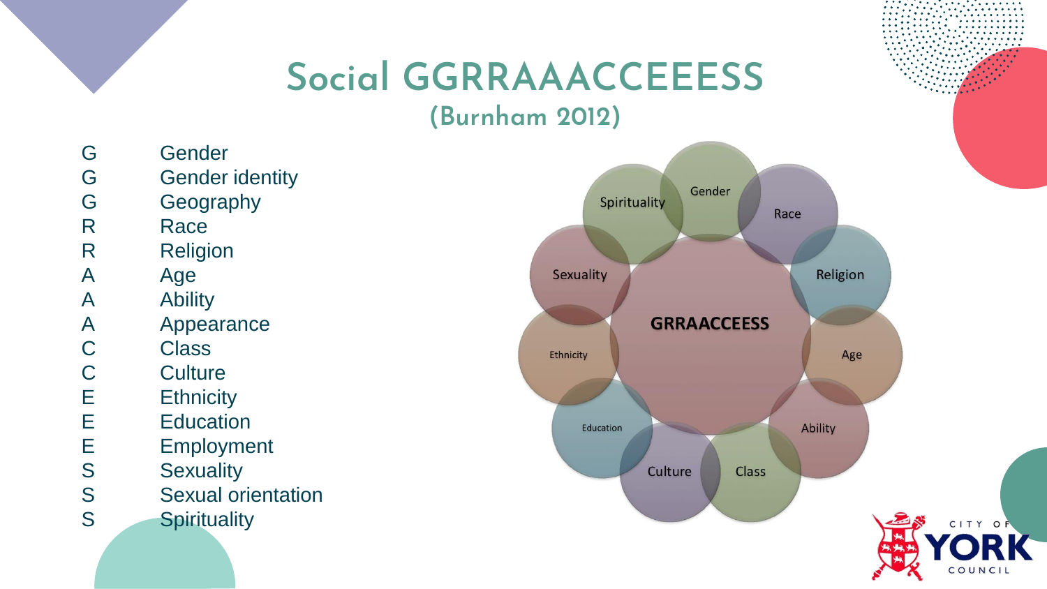# Social GGRRAAACCEEESS

### (Burnham 2012)

| | |
|---|---|
| G | Gender |
| G | Gender identity |
| G | Geography |
| R | Race |
| R | Religion |
| A | Age |
| A | Ability |
| A | Appearance |
| C | Class |
| C | Culture |
| E | Ethnicity |
| E | Education |
| E | Employment |
| S | Sexuality |
| S | Sexual orientation |
| S | Spirituality |

GRRAACCEESS

Gender, Race, Religion, Age, Ability, Class, Culture, Education, Ethnicity, Sexuality, Spirituality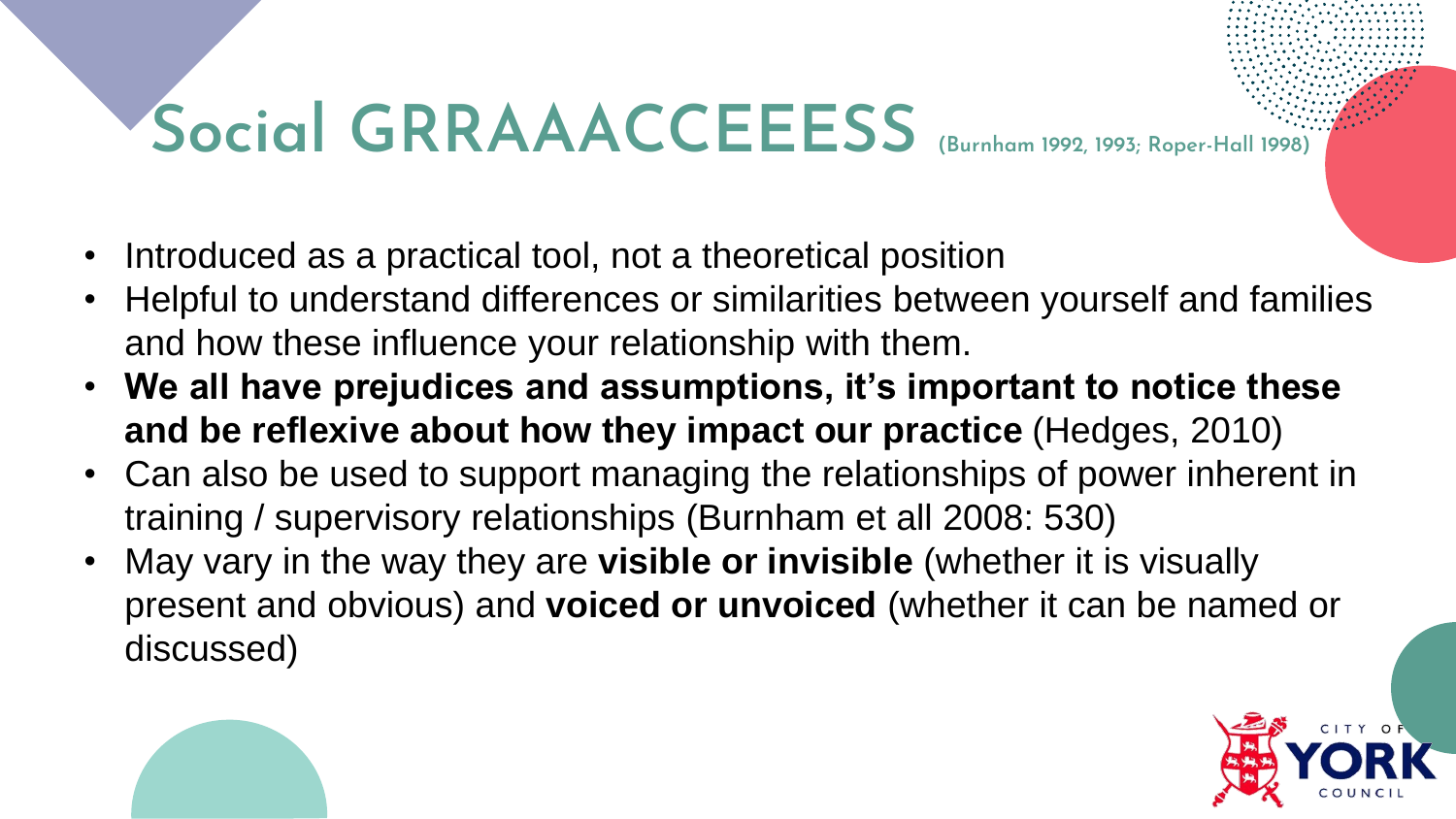# Social GRRAAACCEEESS (Burnham 1992, 1993; Roper-Hall 1998)

- Introduced as a practical tool, not a theoretical position
- Helpful to understand differences or similarities between yourself and families and how these influence your relationship with them.
- **We all have prejudices and assumptions, it's important to notice these and be reflexive about how they impact our practice** (Hedges, 2010)
- Can also be used to support managing the relationships of power inherent in training / supervisory relationships (Burnham et all 2008: 530)
- May vary in the way they are **visible or invisible** (whether it is visually present and obvious) and **voiced or unvoiced** (whether it can be named or discussed)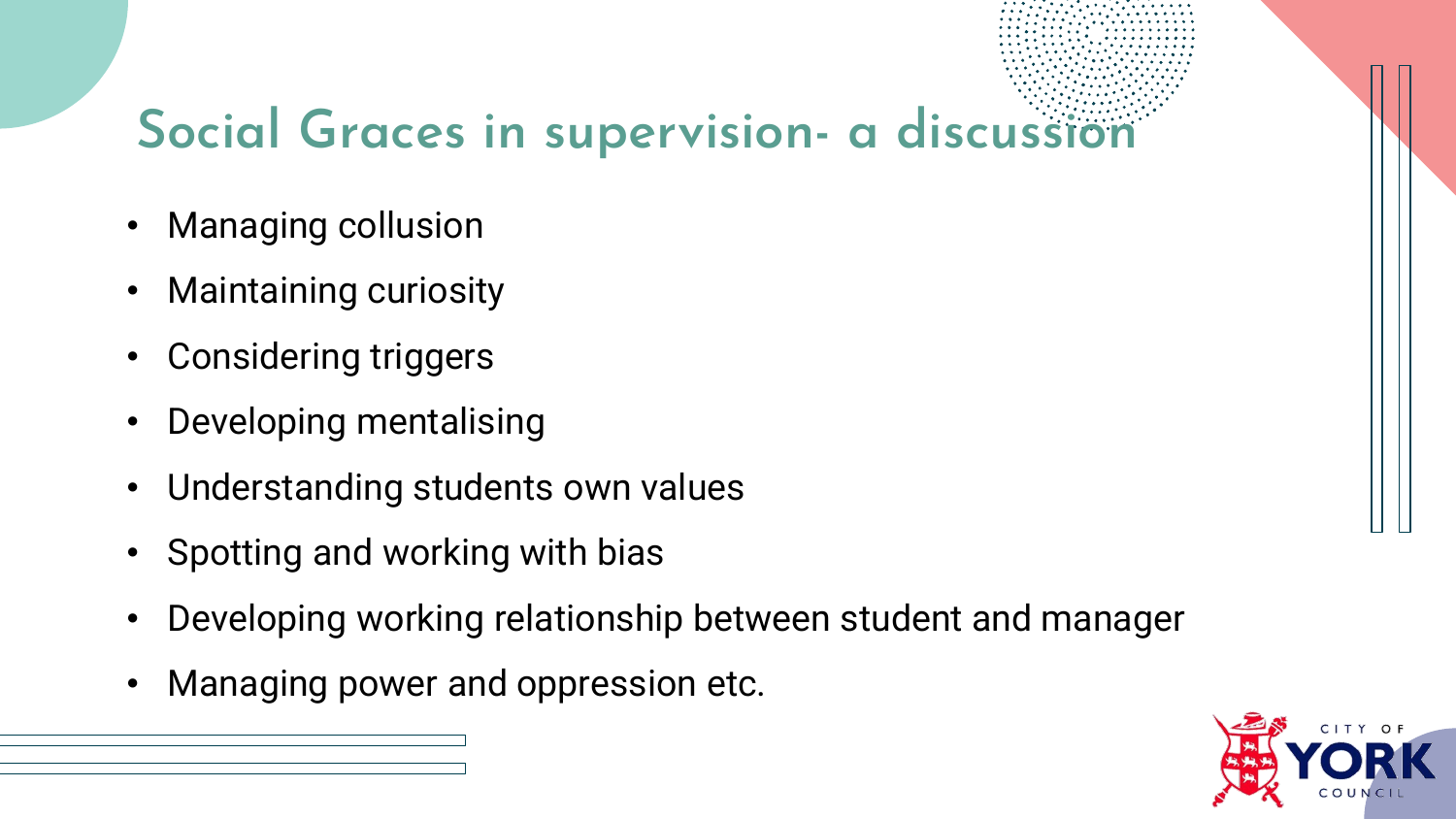# Social Graces in supervision- a discussion

- Managing collusion
- Maintaining curiosity
- Considering triggers
- Developing mentalising
- Understanding students own values
- Spotting and working with bias
- Developing working relationship between student and manager
- Managing power and oppression etc.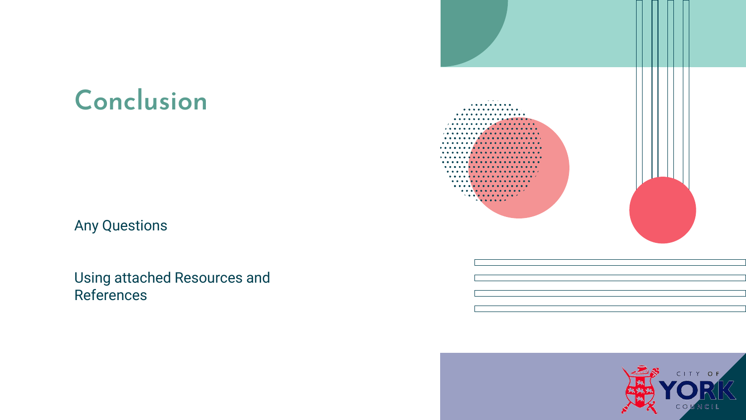# Conclusion

Any Questions

Using attached Resources and References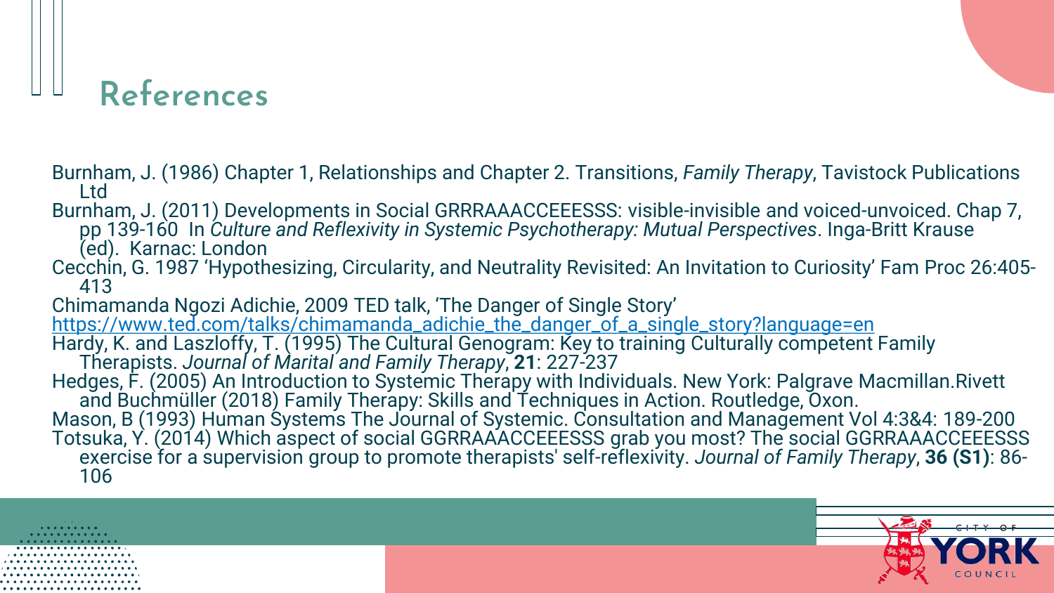# References

Burnham, J. (1986) Chapter 1, Relationships and Chapter 2. Transitions, *Family Therapy*, Tavistock Publications Ltd

Burnham, J. (2011) Developments in Social GRRRAAACCEEESSS: visible-invisible and voiced-unvoiced. Chap 7, pp 139-160 In *Culture and Reflexivity in Systemic Psychotherapy: Mutual Perspectives*. Inga-Britt Krause (ed). Karnac: London

Cecchin, G. 1987 'Hypothesizing, Circularity, and Neutrality Revisited: An Invitation to Curiosity' Fam Proc 26:405-413

Chimamanda Ngozi Adichie, 2009 TED talk, 'The Danger of Single Story' https://www.ted.com/talks/chimamanda_adichie_the_danger_of_a_single_story?language=en

Hardy, K. and Laszloffy, T. (1995) The Cultural Genogram: Key to training Culturally competent Family Therapists. *Journal of Marital and Family Therapy*, **21**: 227-237

Hedges, F. (2005) An Introduction to Systemic Therapy with Individuals. New York: Palgrave Macmillan.Rivett and Buchmüller (2018) Family Therapy: Skills and Techniques in Action. Routledge, Oxon.

Mason, B (1993) Human Systems The Journal of Systemic. Consultation and Management Vol 4:3&4: 189-200

Totsuka, Y. (2014) Which aspect of social GGRRAAACCEEESSS grab you most? The social GGRRAAACCEEESSS exercise for a supervision group to promote therapists' self-reflexivity. *Journal of Family Therapy*, **36 (S1)**: 86-106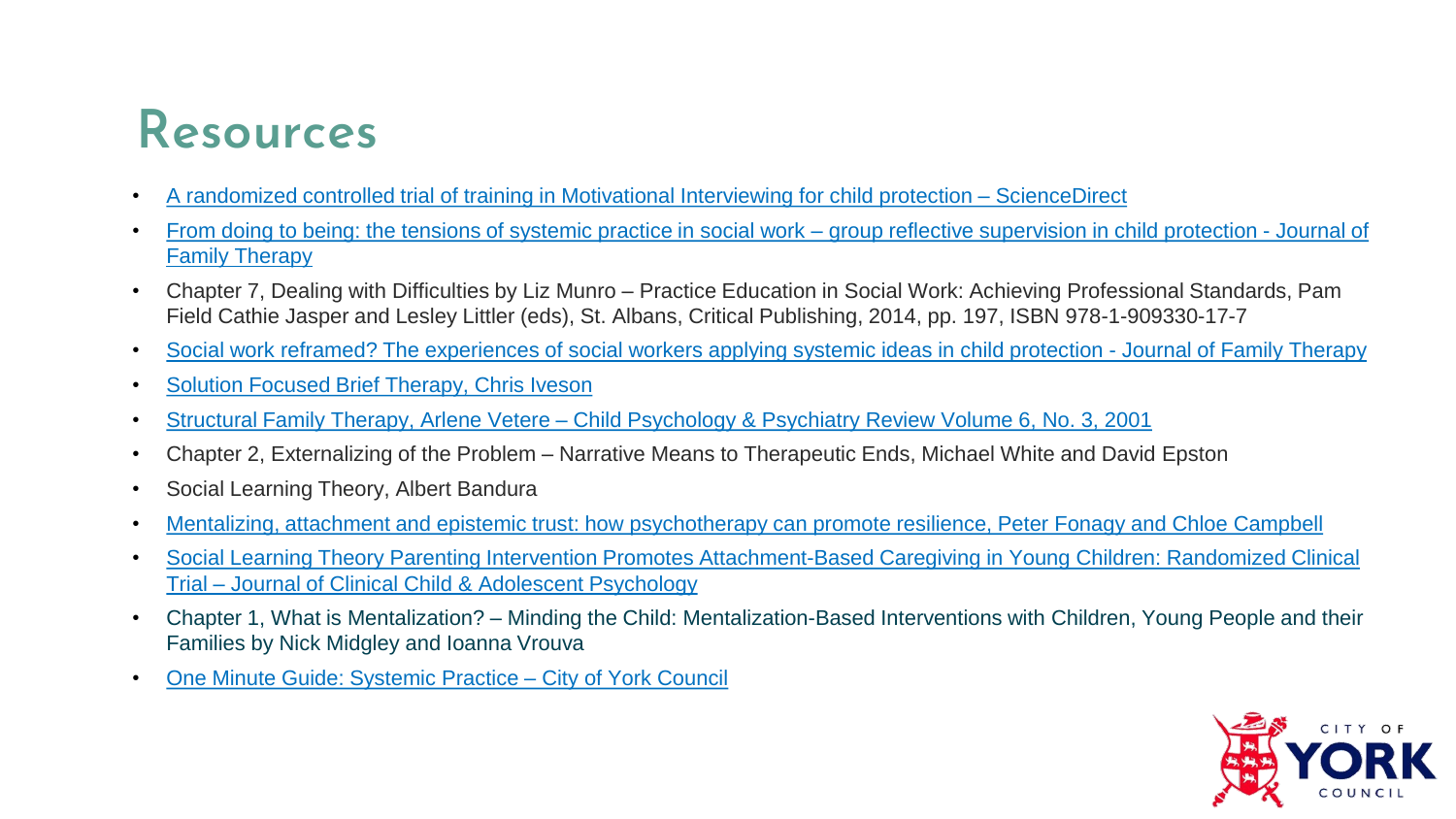# Resources

- A randomized controlled trial of training in Motivational Interviewing for child protection – ScienceDirect
- From doing to being: the tensions of systemic practice in social work – group reflective supervision in child protection - Journal of Family Therapy
- Chapter 7, Dealing with Difficulties by Liz Munro – Practice Education in Social Work: Achieving Professional Standards, Pam Field Cathie Jasper and Lesley Littler (eds), St. Albans, Critical Publishing, 2014, pp. 197, ISBN 978-1-909330-17-7
- Social work reframed? The experiences of social workers applying systemic ideas in child protection - Journal of Family Therapy
- Solution Focused Brief Therapy, Chris Iveson
- Structural Family Therapy, Arlene Vetere – Child Psychology & Psychiatry Review Volume 6, No. 3, 2001
- Chapter 2, Externalizing of the Problem – Narrative Means to Therapeutic Ends, Michael White and David Epston
- Social Learning Theory, Albert Bandura
- Mentalizing, attachment and epistemic trust: how psychotherapy can promote resilience, Peter Fonagy and Chloe Campbell
- Social Learning Theory Parenting Intervention Promotes Attachment-Based Caregiving in Young Children: Randomized Clinical Trial – Journal of Clinical Child & Adolescent Psychology
- Chapter 1, What is Mentalization? – Minding the Child: Mentalization-Based Interventions with Children, Young People and their Families by Nick Midgley and Ioanna Vrouva
- One Minute Guide: Systemic Practice – City of York Council

CITY OF YORK COUNCIL